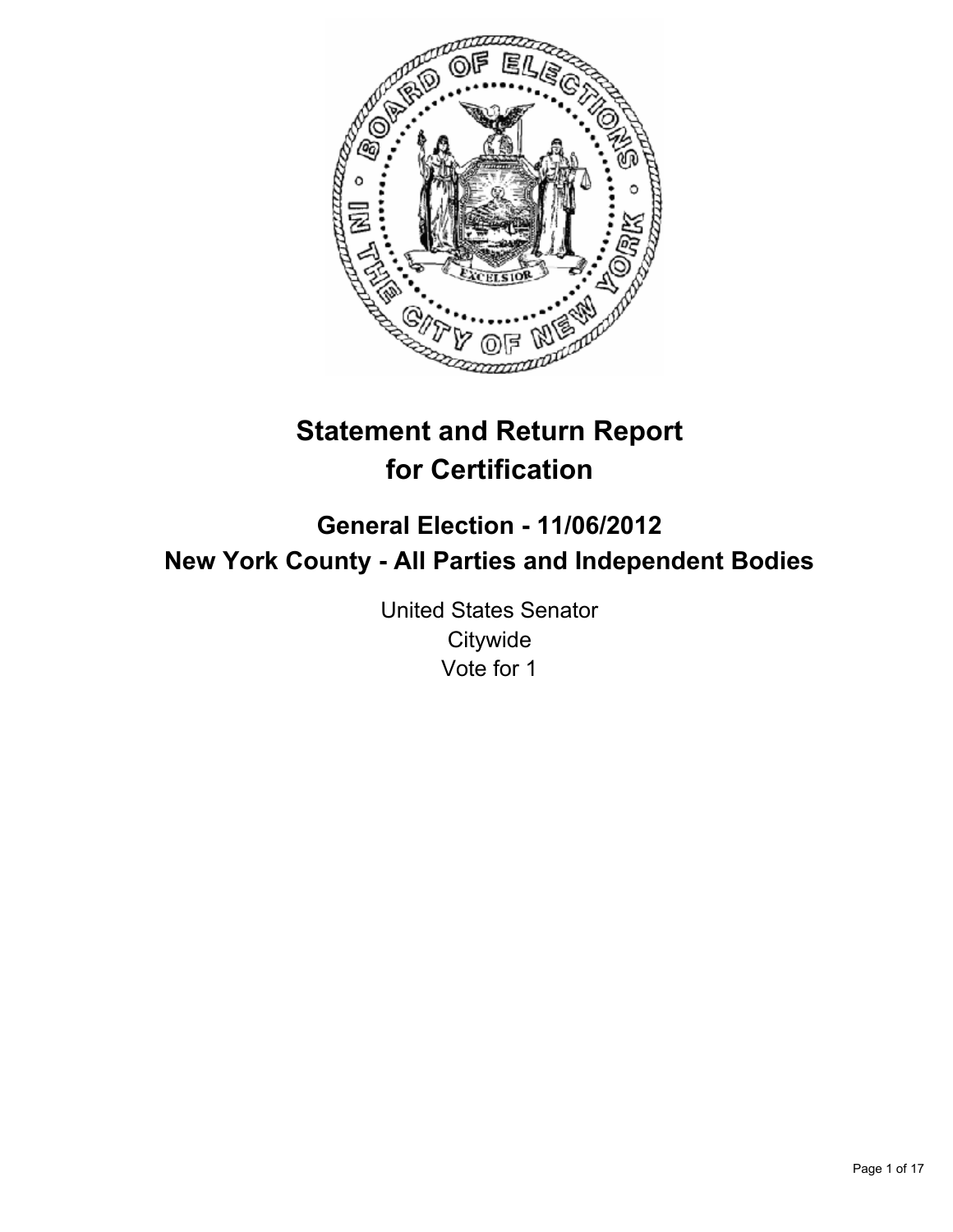# Statement and Return Report for Certification

## General Election - 11/06/2012
## New York County - All Parties and Independent Bodies

United States Senator
Citywide
Vote for 1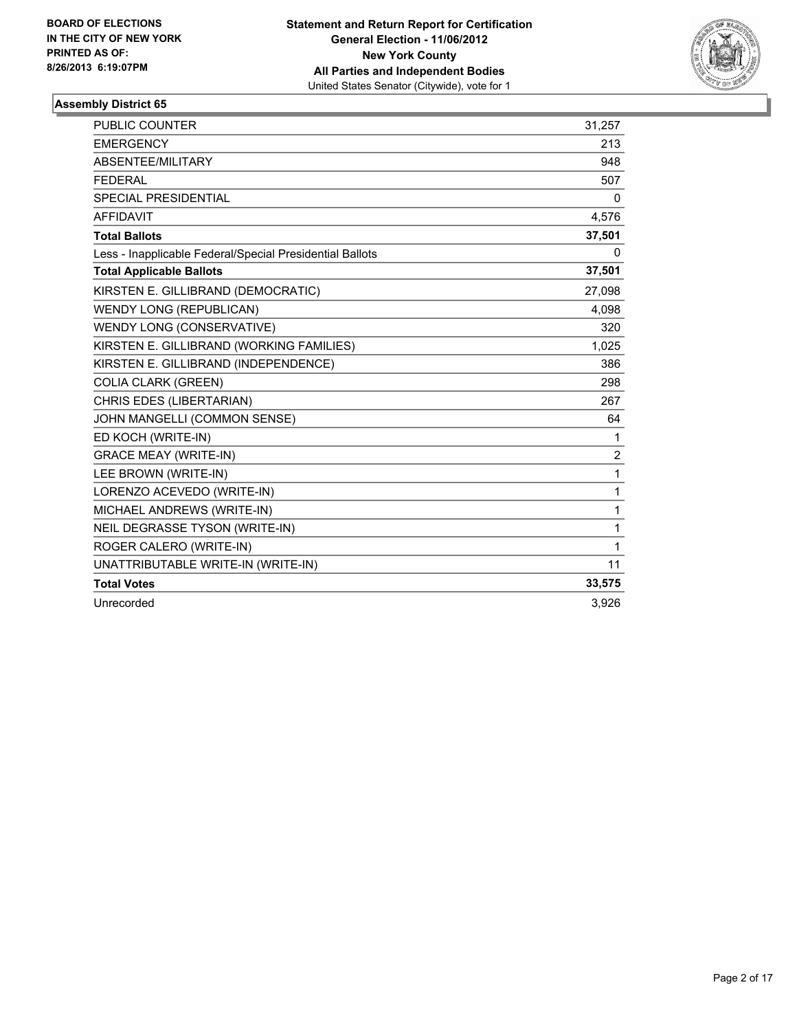**BOARD OF ELECTIONS IN THE CITY OF NEW YORK PRINTED AS OF: 8/26/2013 6:19:07PM**

**Statement and Return Report for Certification**
**General Election - 11/06/2012**
**New York County**
**All Parties and Independent Bodies**
United States Senator (Citywide), vote for 1

### Assembly District 65

| | |
|---|---|
| PUBLIC COUNTER | 31,257 |
| EMERGENCY | 213 |
| ABSENTEE/MILITARY | 948 |
| FEDERAL | 507 |
| SPECIAL PRESIDENTIAL | 0 |
| AFFIDAVIT | 4,576 |
| **Total Ballots** | **37,501** |
| Less - Inapplicable Federal/Special Presidential Ballots | 0 |
| **Total Applicable Ballots** | **37,501** |
| KIRSTEN E. GILLIBRAND (DEMOCRATIC) | 27,098 |
| WENDY LONG (REPUBLICAN) | 4,098 |
| WENDY LONG (CONSERVATIVE) | 320 |
| KIRSTEN E. GILLIBRAND (WORKING FAMILIES) | 1,025 |
| KIRSTEN E. GILLIBRAND (INDEPENDENCE) | 386 |
| COLIA CLARK (GREEN) | 298 |
| CHRIS EDES (LIBERTARIAN) | 267 |
| JOHN MANGELLI (COMMON SENSE) | 64 |
| ED KOCH (WRITE-IN) | 1 |
| GRACE MEAY (WRITE-IN) | 2 |
| LEE BROWN (WRITE-IN) | 1 |
| LORENZO ACEVEDO (WRITE-IN) | 1 |
| MICHAEL ANDREWS (WRITE-IN) | 1 |
| NEIL DEGRASSE TYSON (WRITE-IN) | 1 |
| ROGER CALERO (WRITE-IN) | 1 |
| UNATTRIBUTABLE WRITE-IN (WRITE-IN) | 11 |
| **Total Votes** | **33,575** |
| Unrecorded | 3,926 |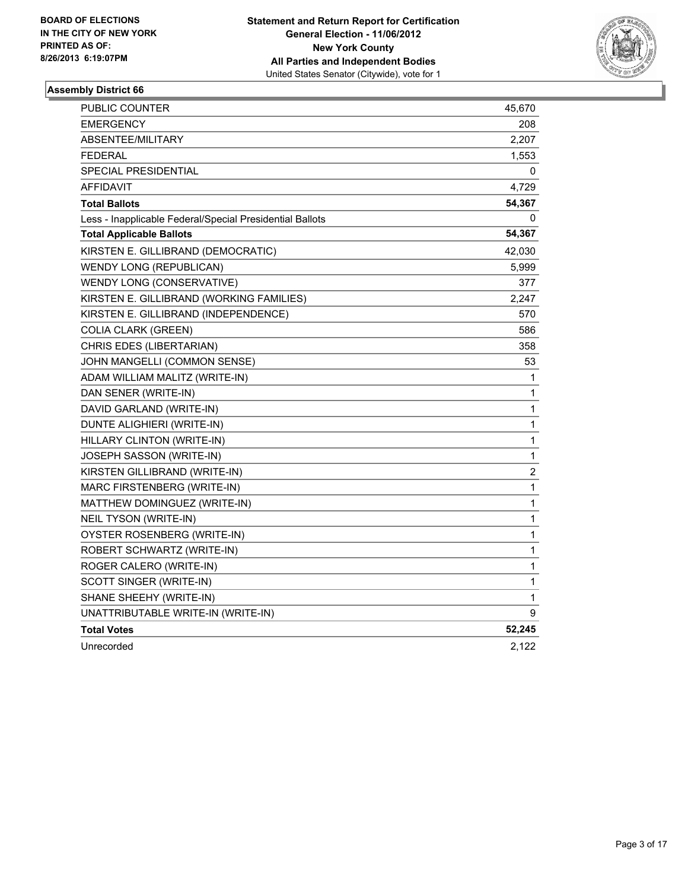**BOARD OF ELECTIONS IN THE CITY OF NEW YORK PRINTED AS OF: 8/26/2013 6:19:07PM**

**Statement and Return Report for Certification General Election - 11/06/2012 New York County All Parties and Independent Bodies**
United States Senator (Citywide), vote for 1

## Assembly District 66

| | |
|---|---|
| PUBLIC COUNTER | 45,670 |
| EMERGENCY | 208 |
| ABSENTEE/MILITARY | 2,207 |
| FEDERAL | 1,553 |
| SPECIAL PRESIDENTIAL | 0 |
| AFFIDAVIT | 4,729 |
| **Total Ballots** | **54,367** |
| Less - Inapplicable Federal/Special Presidential Ballots | 0 |
| **Total Applicable Ballots** | **54,367** |
| KIRSTEN E. GILLIBRAND (DEMOCRATIC) | 42,030 |
| WENDY LONG (REPUBLICAN) | 5,999 |
| WENDY LONG (CONSERVATIVE) | 377 |
| KIRSTEN E. GILLIBRAND (WORKING FAMILIES) | 2,247 |
| KIRSTEN E. GILLIBRAND (INDEPENDENCE) | 570 |
| COLIA CLARK (GREEN) | 586 |
| CHRIS EDES (LIBERTARIAN) | 358 |
| JOHN MANGELLI (COMMON SENSE) | 53 |
| ADAM WILLIAM MALITZ (WRITE-IN) | 1 |
| DAN SENER (WRITE-IN) | 1 |
| DAVID GARLAND (WRITE-IN) | 1 |
| DUNTE ALIGHIERI (WRITE-IN) | 1 |
| HILLARY CLINTON (WRITE-IN) | 1 |
| JOSEPH SASSON (WRITE-IN) | 1 |
| KIRSTEN GILLIBRAND (WRITE-IN) | 2 |
| MARC FIRSTENBERG (WRITE-IN) | 1 |
| MATTHEW DOMINGUEZ (WRITE-IN) | 1 |
| NEIL TYSON (WRITE-IN) | 1 |
| OYSTER ROSENBERG (WRITE-IN) | 1 |
| ROBERT SCHWARTZ (WRITE-IN) | 1 |
| ROGER CALERO (WRITE-IN) | 1 |
| SCOTT SINGER (WRITE-IN) | 1 |
| SHANE SHEEHY (WRITE-IN) | 1 |
| UNATTRIBUTABLE WRITE-IN (WRITE-IN) | 9 |
| **Total Votes** | **52,245** |
| Unrecorded | 2,122 |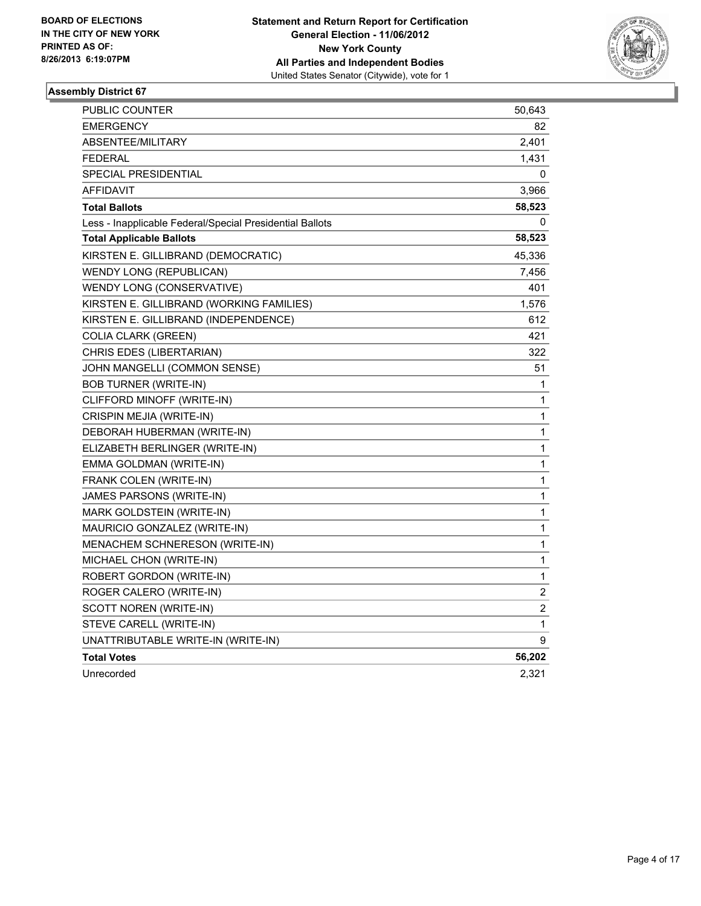**BOARD OF ELECTIONS IN THE CITY OF NEW YORK PRINTED AS OF: 8/26/2013 6:19:07PM**

**Statement and Return Report for Certification**
**General Election - 11/06/2012**
**New York County**
**All Parties and Independent Bodies**
United States Senator (Citywide), vote for 1

### Assembly District 67

| | |
|---|---|
| PUBLIC COUNTER | 50,643 |
| EMERGENCY | 82 |
| ABSENTEE/MILITARY | 2,401 |
| FEDERAL | 1,431 |
| SPECIAL PRESIDENTIAL | 0 |
| AFFIDAVIT | 3,966 |
| **Total Ballots** | **58,523** |
| Less - Inapplicable Federal/Special Presidential Ballots | 0 |
| **Total Applicable Ballots** | **58,523** |
| KIRSTEN E. GILLIBRAND (DEMOCRATIC) | 45,336 |
| WENDY LONG (REPUBLICAN) | 7,456 |
| WENDY LONG (CONSERVATIVE) | 401 |
| KIRSTEN E. GILLIBRAND (WORKING FAMILIES) | 1,576 |
| KIRSTEN E. GILLIBRAND (INDEPENDENCE) | 612 |
| COLIA CLARK (GREEN) | 421 |
| CHRIS EDES (LIBERTARIAN) | 322 |
| JOHN MANGELLI (COMMON SENSE) | 51 |
| BOB TURNER (WRITE-IN) | 1 |
| CLIFFORD MINOFF (WRITE-IN) | 1 |
| CRISPIN MEJIA (WRITE-IN) | 1 |
| DEBORAH HUBERMAN (WRITE-IN) | 1 |
| ELIZABETH BERLINGER (WRITE-IN) | 1 |
| EMMA GOLDMAN (WRITE-IN) | 1 |
| FRANK COLEN (WRITE-IN) | 1 |
| JAMES PARSONS (WRITE-IN) | 1 |
| MARK GOLDSTEIN (WRITE-IN) | 1 |
| MAURICIO GONZALEZ (WRITE-IN) | 1 |
| MENACHEM SCHNERESON (WRITE-IN) | 1 |
| MICHAEL CHON (WRITE-IN) | 1 |
| ROBERT GORDON (WRITE-IN) | 1 |
| ROGER CALERO (WRITE-IN) | 2 |
| SCOTT NOREN (WRITE-IN) | 2 |
| STEVE CARELL (WRITE-IN) | 1 |
| UNATTRIBUTABLE WRITE-IN (WRITE-IN) | 9 |
| **Total Votes** | **56,202** |
| Unrecorded | 2,321 |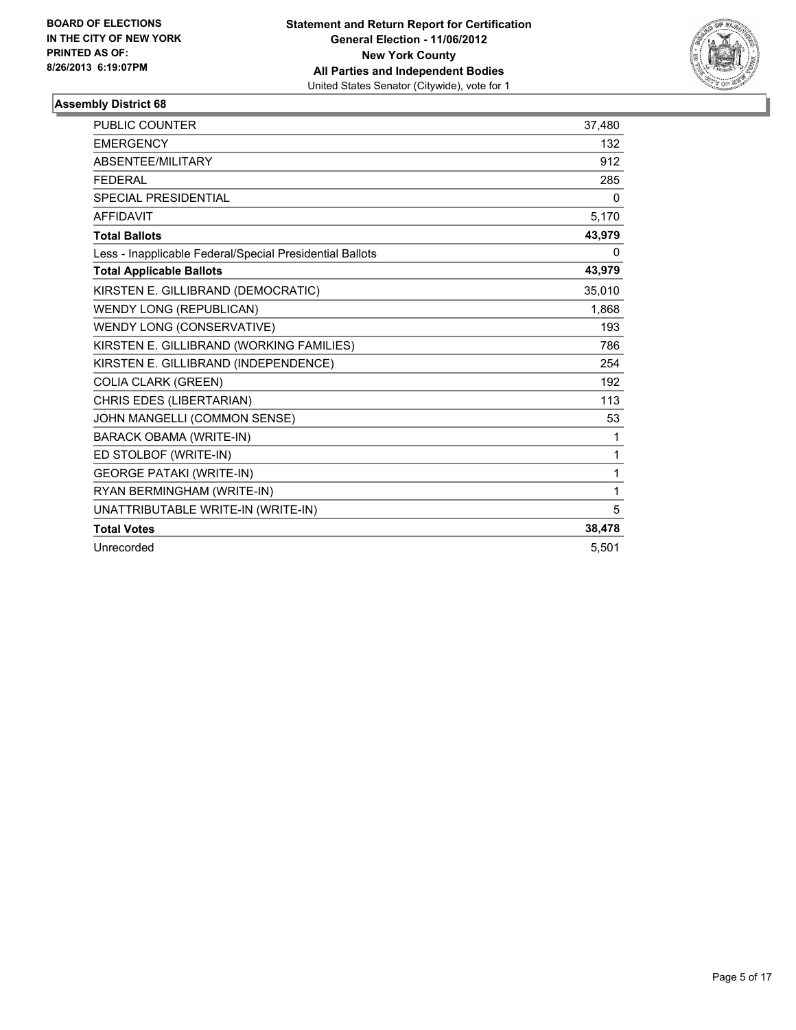BOARD OF ELECTIONS
IN THE CITY OF NEW YORK
PRINTED AS OF:
8/26/2013 6:19:07PM

**Statement and Return Report for Certification**
**General Election - 11/06/2012**
**New York County**
**All Parties and Independent Bodies**
United States Senator (Citywide), vote for 1

## Assembly District 68

| | |
|---|---|
| PUBLIC COUNTER | 37,480 |
| EMERGENCY | 132 |
| ABSENTEE/MILITARY | 912 |
| FEDERAL | 285 |
| SPECIAL PRESIDENTIAL | 0 |
| AFFIDAVIT | 5,170 |
| **Total Ballots** | **43,979** |
| Less - Inapplicable Federal/Special Presidential Ballots | 0 |
| **Total Applicable Ballots** | **43,979** |
| KIRSTEN E. GILLIBRAND (DEMOCRATIC) | 35,010 |
| WENDY LONG (REPUBLICAN) | 1,868 |
| WENDY LONG (CONSERVATIVE) | 193 |
| KIRSTEN E. GILLIBRAND (WORKING FAMILIES) | 786 |
| KIRSTEN E. GILLIBRAND (INDEPENDENCE) | 254 |
| COLIA CLARK (GREEN) | 192 |
| CHRIS EDES (LIBERTARIAN) | 113 |
| JOHN MANGELLI (COMMON SENSE) | 53 |
| BARACK OBAMA (WRITE-IN) | 1 |
| ED STOLBOF (WRITE-IN) | 1 |
| GEORGE PATAKI (WRITE-IN) | 1 |
| RYAN BERMINGHAM (WRITE-IN) | 1 |
| UNATTRIBUTABLE WRITE-IN (WRITE-IN) | 5 |
| **Total Votes** | **38,478** |
| Unrecorded | 5,501 |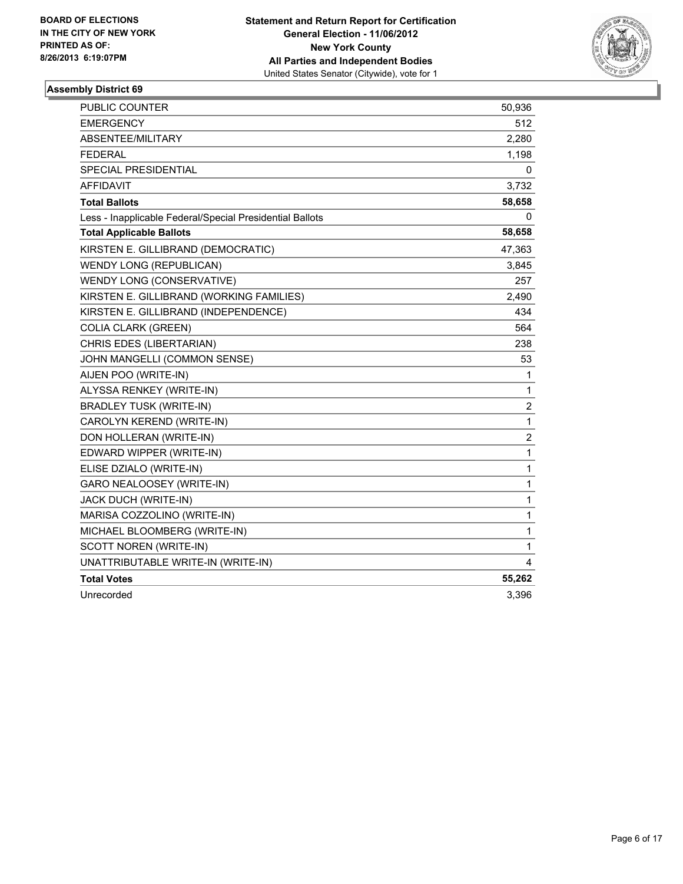BOARD OF ELECTIONS
IN THE CITY OF NEW YORK
PRINTED AS OF:
8/26/2013 6:19:07PM

**Statement and Return Report for Certification**
**General Election - 11/06/2012**
**New York County**
**All Parties and Independent Bodies**
United States Senator (Citywide), vote for 1

### Assembly District 69

| | |
|---|---|
| PUBLIC COUNTER | 50,936 |
| EMERGENCY | 512 |
| ABSENTEE/MILITARY | 2,280 |
| FEDERAL | 1,198 |
| SPECIAL PRESIDENTIAL | 0 |
| AFFIDAVIT | 3,732 |
| **Total Ballots** | **58,658** |
| Less - Inapplicable Federal/Special Presidential Ballots | 0 |
| **Total Applicable Ballots** | **58,658** |
| KIRSTEN E. GILLIBRAND (DEMOCRATIC) | 47,363 |
| WENDY LONG (REPUBLICAN) | 3,845 |
| WENDY LONG (CONSERVATIVE) | 257 |
| KIRSTEN E. GILLIBRAND (WORKING FAMILIES) | 2,490 |
| KIRSTEN E. GILLIBRAND (INDEPENDENCE) | 434 |
| COLIA CLARK (GREEN) | 564 |
| CHRIS EDES (LIBERTARIAN) | 238 |
| JOHN MANGELLI (COMMON SENSE) | 53 |
| AIJEN POO (WRITE-IN) | 1 |
| ALYSSA RENKEY (WRITE-IN) | 1 |
| BRADLEY TUSK (WRITE-IN) | 2 |
| CAROLYN KEREND (WRITE-IN) | 1 |
| DON HOLLERAN (WRITE-IN) | 2 |
| EDWARD WIPPER (WRITE-IN) | 1 |
| ELISE DZIALO (WRITE-IN) | 1 |
| GARO NEALOOSEY (WRITE-IN) | 1 |
| JACK DUCH (WRITE-IN) | 1 |
| MARISA COZZOLINO (WRITE-IN) | 1 |
| MICHAEL BLOOMBERG (WRITE-IN) | 1 |
| SCOTT NOREN (WRITE-IN) | 1 |
| UNATTRIBUTABLE WRITE-IN (WRITE-IN) | 4 |
| **Total Votes** | **55,262** |
| Unrecorded | 3,396 |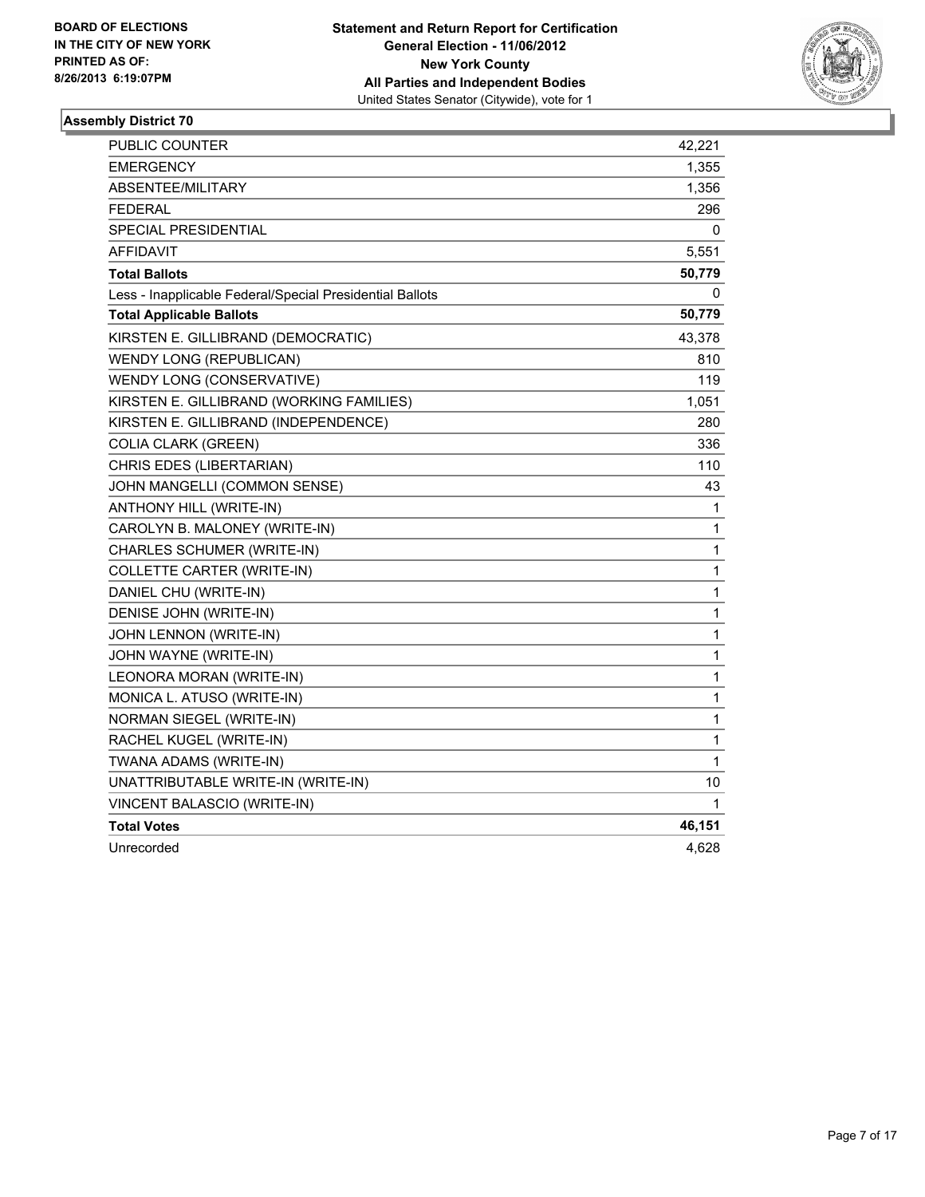**BOARD OF ELECTIONS IN THE CITY OF NEW YORK PRINTED AS OF: 8/26/2013 6:19:07PM**

**Statement and Return Report for Certification General Election - 11/06/2012 New York County All Parties and Independent Bodies**
United States Senator (Citywide), vote for 1

## Assembly District 70

| | |
|---|---|
| PUBLIC COUNTER | 42,221 |
| EMERGENCY | 1,355 |
| ABSENTEE/MILITARY | 1,356 |
| FEDERAL | 296 |
| SPECIAL PRESIDENTIAL | 0 |
| AFFIDAVIT | 5,551 |
| **Total Ballots** | **50,779** |
| Less - Inapplicable Federal/Special Presidential Ballots | 0 |
| **Total Applicable Ballots** | **50,779** |
| KIRSTEN E. GILLIBRAND (DEMOCRATIC) | 43,378 |
| WENDY LONG (REPUBLICAN) | 810 |
| WENDY LONG (CONSERVATIVE) | 119 |
| KIRSTEN E. GILLIBRAND (WORKING FAMILIES) | 1,051 |
| KIRSTEN E. GILLIBRAND (INDEPENDENCE) | 280 |
| COLIA CLARK (GREEN) | 336 |
| CHRIS EDES (LIBERTARIAN) | 110 |
| JOHN MANGELLI (COMMON SENSE) | 43 |
| ANTHONY HILL (WRITE-IN) | 1 |
| CAROLYN B. MALONEY (WRITE-IN) | 1 |
| CHARLES SCHUMER (WRITE-IN) | 1 |
| COLLETTE CARTER (WRITE-IN) | 1 |
| DANIEL CHU (WRITE-IN) | 1 |
| DENISE JOHN (WRITE-IN) | 1 |
| JOHN LENNON (WRITE-IN) | 1 |
| JOHN WAYNE (WRITE-IN) | 1 |
| LEONORA MORAN (WRITE-IN) | 1 |
| MONICA L. ATUSO (WRITE-IN) | 1 |
| NORMAN SIEGEL (WRITE-IN) | 1 |
| RACHEL KUGEL (WRITE-IN) | 1 |
| TWANA ADAMS (WRITE-IN) | 1 |
| UNATTRIBUTABLE WRITE-IN (WRITE-IN) | 10 |
| VINCENT BALASCIO (WRITE-IN) | 1 |
| **Total Votes** | **46,151** |
| Unrecorded | 4,628 |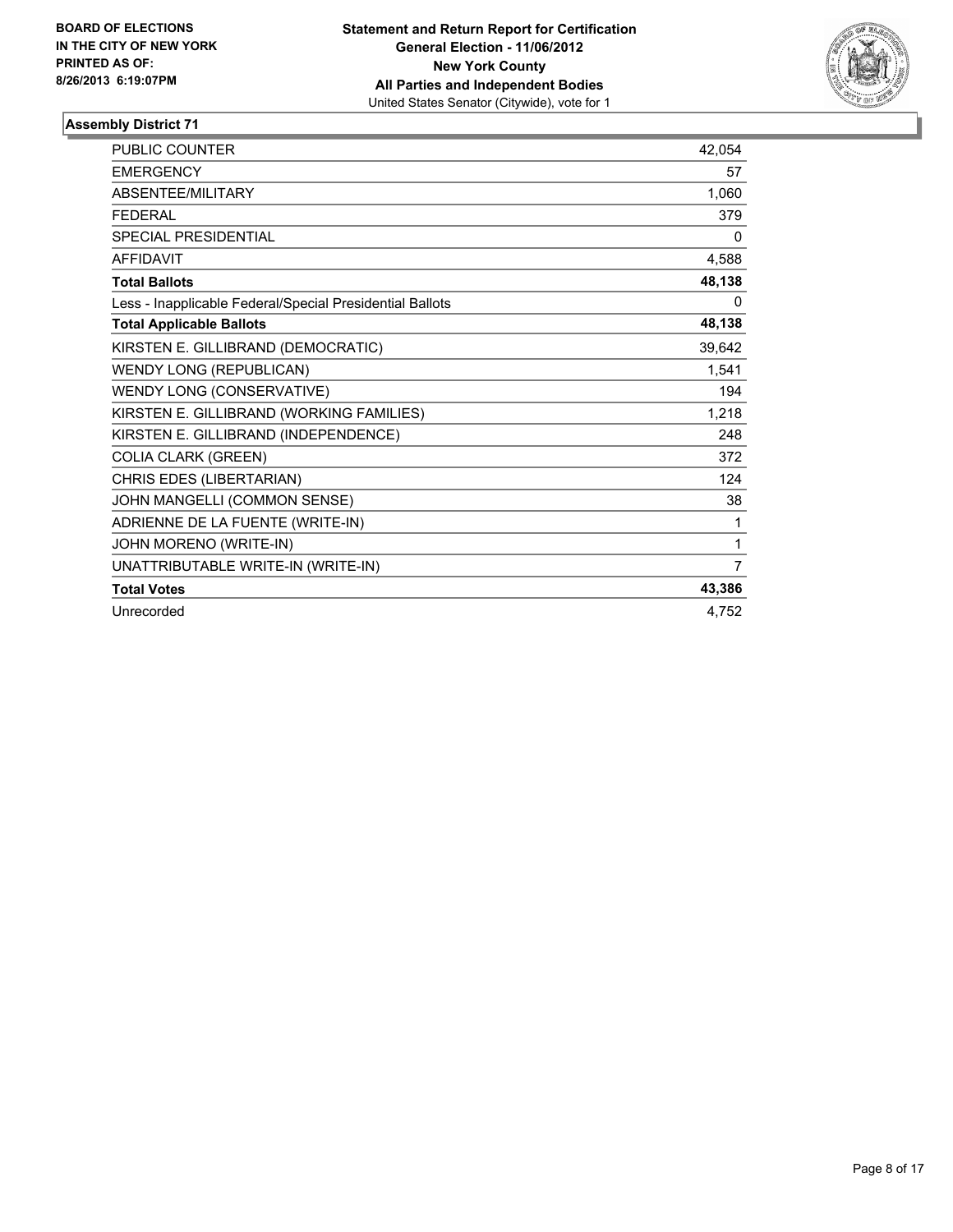**BOARD OF ELECTIONS IN THE CITY OF NEW YORK PRINTED AS OF: 8/26/2013 6:19:07PM**

**Statement and Return Report for Certification**
**General Election - 11/06/2012**
**New York County**
**All Parties and Independent Bodies**
United States Senator (Citywide), vote for 1

## Assembly District 71

| | |
|---|---|
| PUBLIC COUNTER | 42,054 |
| EMERGENCY | 57 |
| ABSENTEE/MILITARY | 1,060 |
| FEDERAL | 379 |
| SPECIAL PRESIDENTIAL | 0 |
| AFFIDAVIT | 4,588 |
| **Total Ballots** | **48,138** |
| Less - Inapplicable Federal/Special Presidential Ballots | 0 |
| **Total Applicable Ballots** | **48,138** |
| KIRSTEN E. GILLIBRAND (DEMOCRATIC) | 39,642 |
| WENDY LONG (REPUBLICAN) | 1,541 |
| WENDY LONG (CONSERVATIVE) | 194 |
| KIRSTEN E. GILLIBRAND (WORKING FAMILIES) | 1,218 |
| KIRSTEN E. GILLIBRAND (INDEPENDENCE) | 248 |
| COLIA CLARK (GREEN) | 372 |
| CHRIS EDES (LIBERTARIAN) | 124 |
| JOHN MANGELLI (COMMON SENSE) | 38 |
| ADRIENNE DE LA FUENTE (WRITE-IN) | 1 |
| JOHN MORENO (WRITE-IN) | 1 |
| UNATTRIBUTABLE WRITE-IN (WRITE-IN) | 7 |
| **Total Votes** | **43,386** |
| Unrecorded | 4,752 |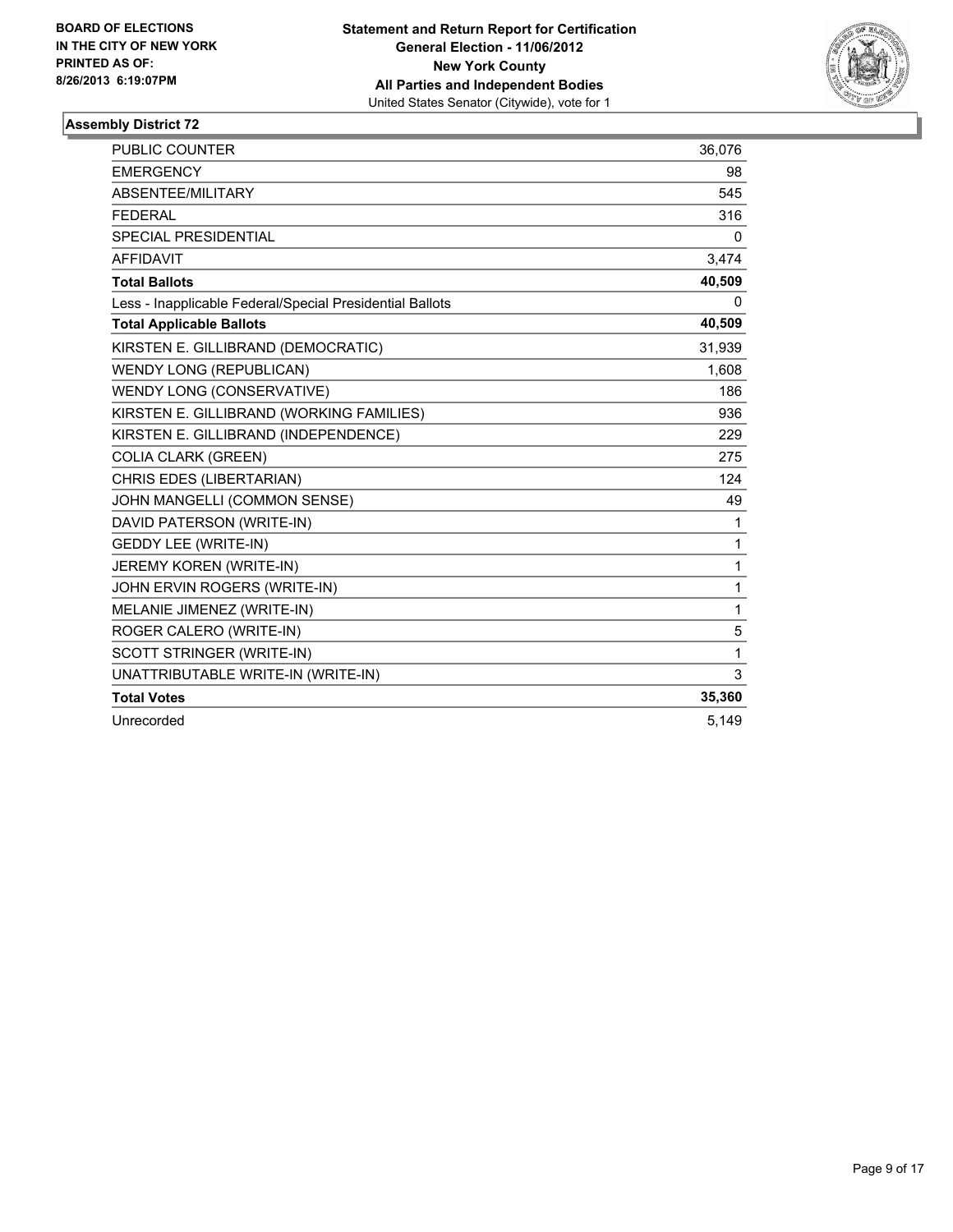**BOARD OF ELECTIONS IN THE CITY OF NEW YORK PRINTED AS OF: 8/26/2013 6:19:07PM**

**Statement and Return Report for Certification General Election - 11/06/2012 New York County All Parties and Independent Bodies**
United States Senator (Citywide), vote for 1

## Assembly District 72

| | |
|---|---|
| PUBLIC COUNTER | 36,076 |
| EMERGENCY | 98 |
| ABSENTEE/MILITARY | 545 |
| FEDERAL | 316 |
| SPECIAL PRESIDENTIAL | 0 |
| AFFIDAVIT | 3,474 |
| **Total Ballots** | **40,509** |
| Less - Inapplicable Federal/Special Presidential Ballots | 0 |
| **Total Applicable Ballots** | **40,509** |
| KIRSTEN E. GILLIBRAND (DEMOCRATIC) | 31,939 |
| WENDY LONG (REPUBLICAN) | 1,608 |
| WENDY LONG (CONSERVATIVE) | 186 |
| KIRSTEN E. GILLIBRAND (WORKING FAMILIES) | 936 |
| KIRSTEN E. GILLIBRAND (INDEPENDENCE) | 229 |
| COLIA CLARK (GREEN) | 275 |
| CHRIS EDES (LIBERTARIAN) | 124 |
| JOHN MANGELLI (COMMON SENSE) | 49 |
| DAVID PATERSON (WRITE-IN) | 1 |
| GEDDY LEE (WRITE-IN) | 1 |
| JEREMY KOREN (WRITE-IN) | 1 |
| JOHN ERVIN ROGERS (WRITE-IN) | 1 |
| MELANIE JIMENEZ (WRITE-IN) | 1 |
| ROGER CALERO (WRITE-IN) | 5 |
| SCOTT STRINGER (WRITE-IN) | 1 |
| UNATTRIBUTABLE WRITE-IN (WRITE-IN) | 3 |
| **Total Votes** | **35,360** |
| Unrecorded | 5,149 |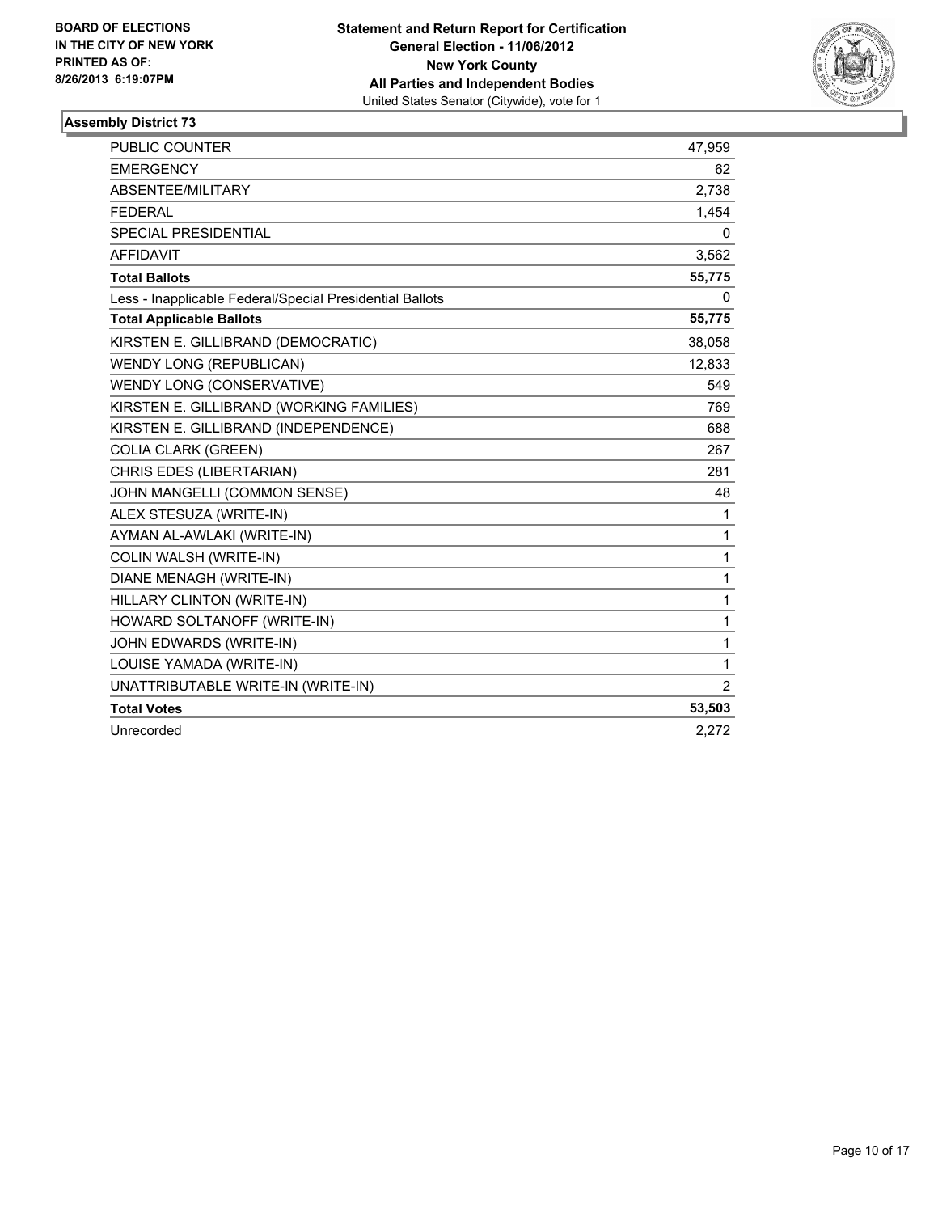**BOARD OF ELECTIONS IN THE CITY OF NEW YORK**
**PRINTED AS OF: 8/26/2013 6:19:07PM**

**Statement and Return Report for Certification**
**General Election - 11/06/2012**
**New York County**
**All Parties and Independent Bodies**
United States Senator (Citywide), vote for 1

## Assembly District 73

| | |
|---|---|
| PUBLIC COUNTER | 47,959 |
| EMERGENCY | 62 |
| ABSENTEE/MILITARY | 2,738 |
| FEDERAL | 1,454 |
| SPECIAL PRESIDENTIAL | 0 |
| AFFIDAVIT | 3,562 |
| **Total Ballots** | **55,775** |
| Less - Inapplicable Federal/Special Presidential Ballots | 0 |
| **Total Applicable Ballots** | **55,775** |
| KIRSTEN E. GILLIBRAND (DEMOCRATIC) | 38,058 |
| WENDY LONG (REPUBLICAN) | 12,833 |
| WENDY LONG (CONSERVATIVE) | 549 |
| KIRSTEN E. GILLIBRAND (WORKING FAMILIES) | 769 |
| KIRSTEN E. GILLIBRAND (INDEPENDENCE) | 688 |
| COLIA CLARK (GREEN) | 267 |
| CHRIS EDES (LIBERTARIAN) | 281 |
| JOHN MANGELLI (COMMON SENSE) | 48 |
| ALEX STESUZA (WRITE-IN) | 1 |
| AYMAN AL-AWLAKI (WRITE-IN) | 1 |
| COLIN WALSH (WRITE-IN) | 1 |
| DIANE MENAGH (WRITE-IN) | 1 |
| HILLARY CLINTON (WRITE-IN) | 1 |
| HOWARD SOLTANOFF (WRITE-IN) | 1 |
| JOHN EDWARDS (WRITE-IN) | 1 |
| LOUISE YAMADA (WRITE-IN) | 1 |
| UNATTRIBUTABLE WRITE-IN (WRITE-IN) | 2 |
| **Total Votes** | **53,503** |
| Unrecorded | 2,272 |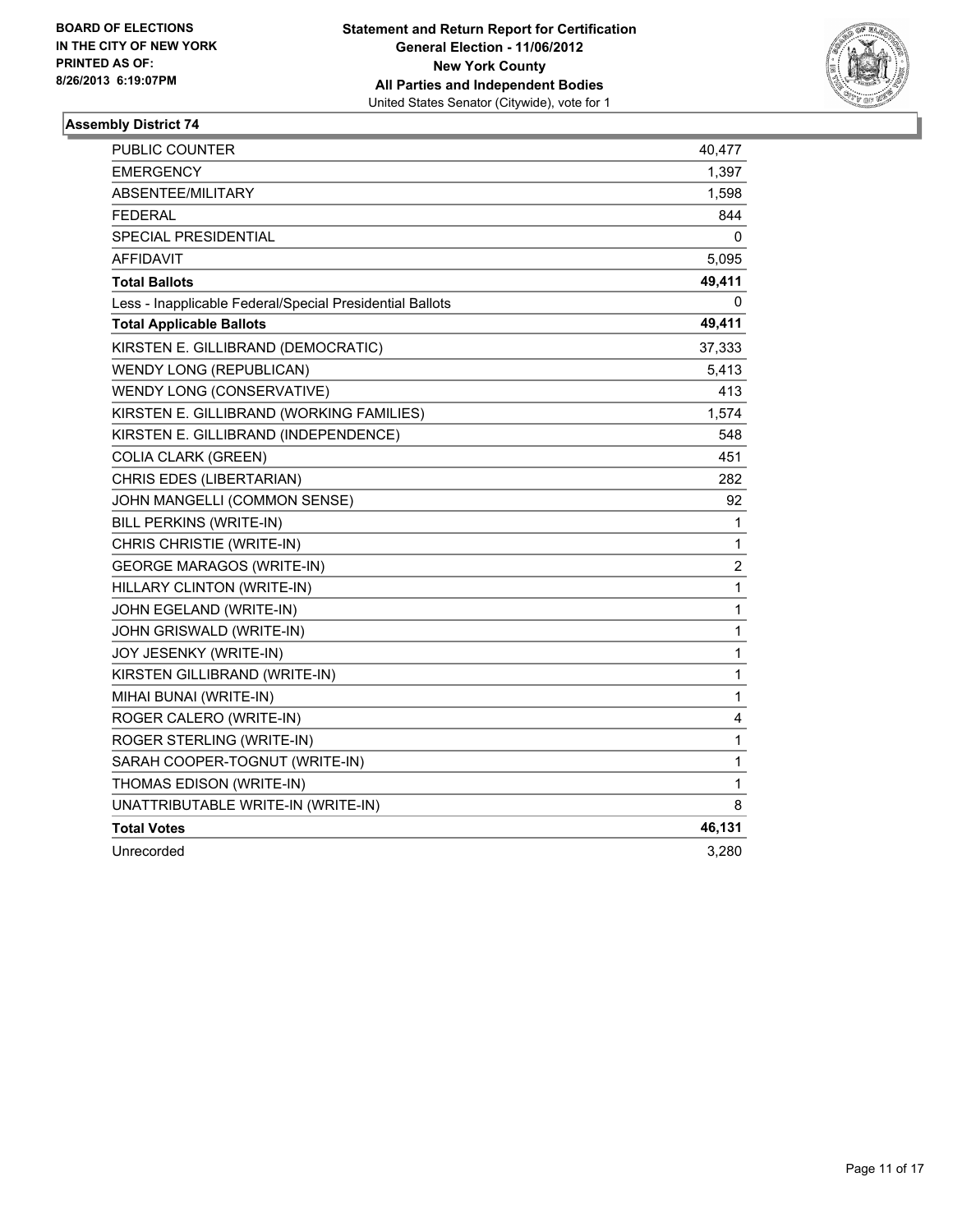**BOARD OF ELECTIONS IN THE CITY OF NEW YORK PRINTED AS OF: 8/26/2013 6:19:07PM**

**Statement and Return Report for Certification**
**General Election - 11/06/2012**
**New York County**
**All Parties and Independent Bodies**
United States Senator (Citywide), vote for 1

### Assembly District 74

| | |
|---|---|
| PUBLIC COUNTER | 40,477 |
| EMERGENCY | 1,397 |
| ABSENTEE/MILITARY | 1,598 |
| FEDERAL | 844 |
| SPECIAL PRESIDENTIAL | 0 |
| AFFIDAVIT | 5,095 |
| **Total Ballots** | **49,411** |
| Less - Inapplicable Federal/Special Presidential Ballots | 0 |
| **Total Applicable Ballots** | **49,411** |
| KIRSTEN E. GILLIBRAND (DEMOCRATIC) | 37,333 |
| WENDY LONG (REPUBLICAN) | 5,413 |
| WENDY LONG (CONSERVATIVE) | 413 |
| KIRSTEN E. GILLIBRAND (WORKING FAMILIES) | 1,574 |
| KIRSTEN E. GILLIBRAND (INDEPENDENCE) | 548 |
| COLIA CLARK (GREEN) | 451 |
| CHRIS EDES (LIBERTARIAN) | 282 |
| JOHN MANGELLI (COMMON SENSE) | 92 |
| BILL PERKINS (WRITE-IN) | 1 |
| CHRIS CHRISTIE (WRITE-IN) | 1 |
| GEORGE MARAGOS (WRITE-IN) | 2 |
| HILLARY CLINTON (WRITE-IN) | 1 |
| JOHN EGELAND (WRITE-IN) | 1 |
| JOHN GRISWALD (WRITE-IN) | 1 |
| JOY JESENKY (WRITE-IN) | 1 |
| KIRSTEN GILLIBRAND (WRITE-IN) | 1 |
| MIHAI BUNAI (WRITE-IN) | 1 |
| ROGER CALERO (WRITE-IN) | 4 |
| ROGER STERLING (WRITE-IN) | 1 |
| SARAH COOPER-TOGNUT (WRITE-IN) | 1 |
| THOMAS EDISON (WRITE-IN) | 1 |
| UNATTRIBUTABLE WRITE-IN (WRITE-IN) | 8 |
| **Total Votes** | **46,131** |
| Unrecorded | 3,280 |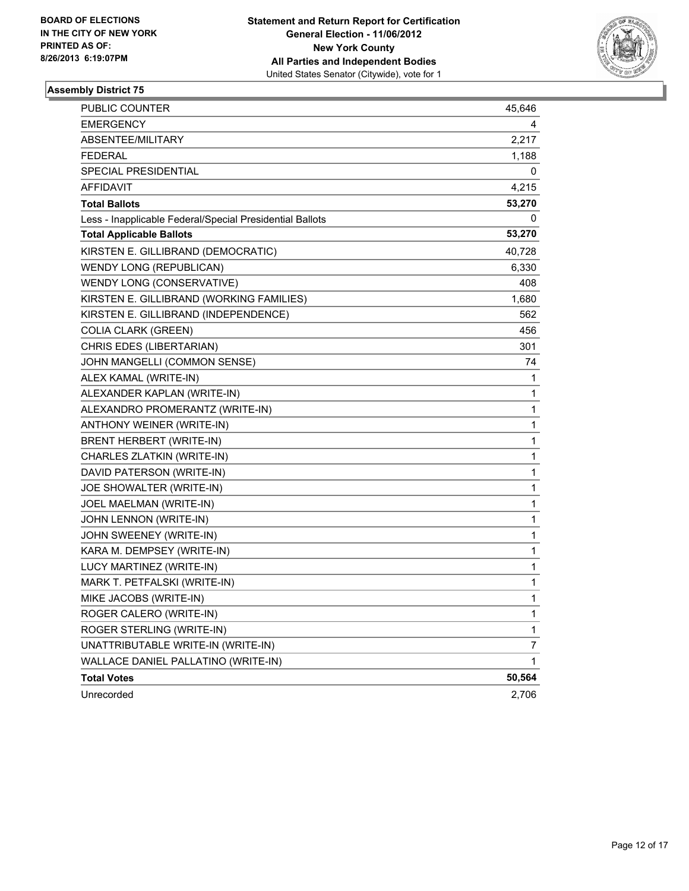**BOARD OF ELECTIONS IN THE CITY OF NEW YORK PRINTED AS OF: 8/26/2013 6:19:07PM**

**Statement and Return Report for Certification**
**General Election - 11/06/2012**
**New York County**
**All Parties and Independent Bodies**
United States Senator (Citywide), vote for 1

### Assembly District 75

| | |
|---|---|
| PUBLIC COUNTER | 45,646 |
| EMERGENCY | 4 |
| ABSENTEE/MILITARY | 2,217 |
| FEDERAL | 1,188 |
| SPECIAL PRESIDENTIAL | 0 |
| AFFIDAVIT | 4,215 |
| **Total Ballots** | **53,270** |
| Less - Inapplicable Federal/Special Presidential Ballots | 0 |
| **Total Applicable Ballots** | **53,270** |
| KIRSTEN E. GILLIBRAND (DEMOCRATIC) | 40,728 |
| WENDY LONG (REPUBLICAN) | 6,330 |
| WENDY LONG (CONSERVATIVE) | 408 |
| KIRSTEN E. GILLIBRAND (WORKING FAMILIES) | 1,680 |
| KIRSTEN E. GILLIBRAND (INDEPENDENCE) | 562 |
| COLIA CLARK (GREEN) | 456 |
| CHRIS EDES (LIBERTARIAN) | 301 |
| JOHN MANGELLI (COMMON SENSE) | 74 |
| ALEX KAMAL (WRITE-IN) | 1 |
| ALEXANDER KAPLAN (WRITE-IN) | 1 |
| ALEXANDRO PROMERANTZ (WRITE-IN) | 1 |
| ANTHONY WEINER (WRITE-IN) | 1 |
| BRENT HERBERT (WRITE-IN) | 1 |
| CHARLES ZLATKIN (WRITE-IN) | 1 |
| DAVID PATERSON (WRITE-IN) | 1 |
| JOE SHOWALTER (WRITE-IN) | 1 |
| JOEL MAELMAN (WRITE-IN) | 1 |
| JOHN LENNON (WRITE-IN) | 1 |
| JOHN SWEENEY (WRITE-IN) | 1 |
| KARA M. DEMPSEY (WRITE-IN) | 1 |
| LUCY MARTINEZ (WRITE-IN) | 1 |
| MARK T. PETFALSKI (WRITE-IN) | 1 |
| MIKE JACOBS (WRITE-IN) | 1 |
| ROGER CALERO (WRITE-IN) | 1 |
| ROGER STERLING (WRITE-IN) | 1 |
| UNATTRIBUTABLE WRITE-IN (WRITE-IN) | 7 |
| WALLACE DANIEL PALLATINO (WRITE-IN) | 1 |
| **Total Votes** | **50,564** |
| Unrecorded | 2,706 |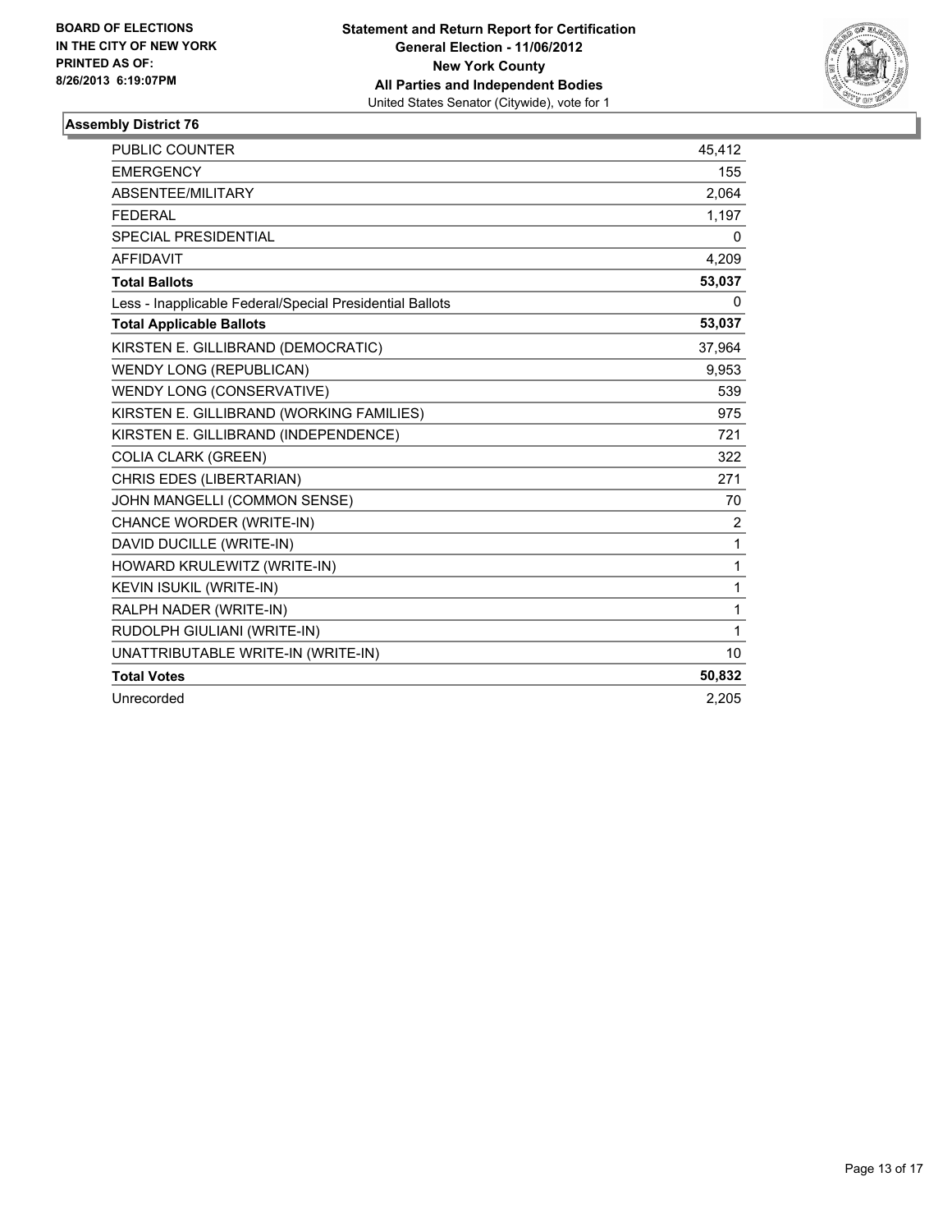**BOARD OF ELECTIONS IN THE CITY OF NEW YORK PRINTED AS OF: 8/26/2013 6:19:07PM**

**Statement and Return Report for Certification**
**General Election - 11/06/2012**
**New York County**
**All Parties and Independent Bodies**
United States Senator (Citywide), vote for 1

### Assembly District 76

| | |
|---|---|
| PUBLIC COUNTER | 45,412 |
| EMERGENCY | 155 |
| ABSENTEE/MILITARY | 2,064 |
| FEDERAL | 1,197 |
| SPECIAL PRESIDENTIAL | 0 |
| AFFIDAVIT | 4,209 |
| **Total Ballots** | **53,037** |
| Less - Inapplicable Federal/Special Presidential Ballots | 0 |
| **Total Applicable Ballots** | **53,037** |
| KIRSTEN E. GILLIBRAND (DEMOCRATIC) | 37,964 |
| WENDY LONG (REPUBLICAN) | 9,953 |
| WENDY LONG (CONSERVATIVE) | 539 |
| KIRSTEN E. GILLIBRAND (WORKING FAMILIES) | 975 |
| KIRSTEN E. GILLIBRAND (INDEPENDENCE) | 721 |
| COLIA CLARK (GREEN) | 322 |
| CHRIS EDES (LIBERTARIAN) | 271 |
| JOHN MANGELLI (COMMON SENSE) | 70 |
| CHANCE WORDER (WRITE-IN) | 2 |
| DAVID DUCILLE (WRITE-IN) | 1 |
| HOWARD KRULEWITZ (WRITE-IN) | 1 |
| KEVIN ISUKIL (WRITE-IN) | 1 |
| RALPH NADER (WRITE-IN) | 1 |
| RUDOLPH GIULIANI (WRITE-IN) | 1 |
| UNATTRIBUTABLE WRITE-IN (WRITE-IN) | 10 |
| **Total Votes** | **50,832** |
| Unrecorded | 2,205 |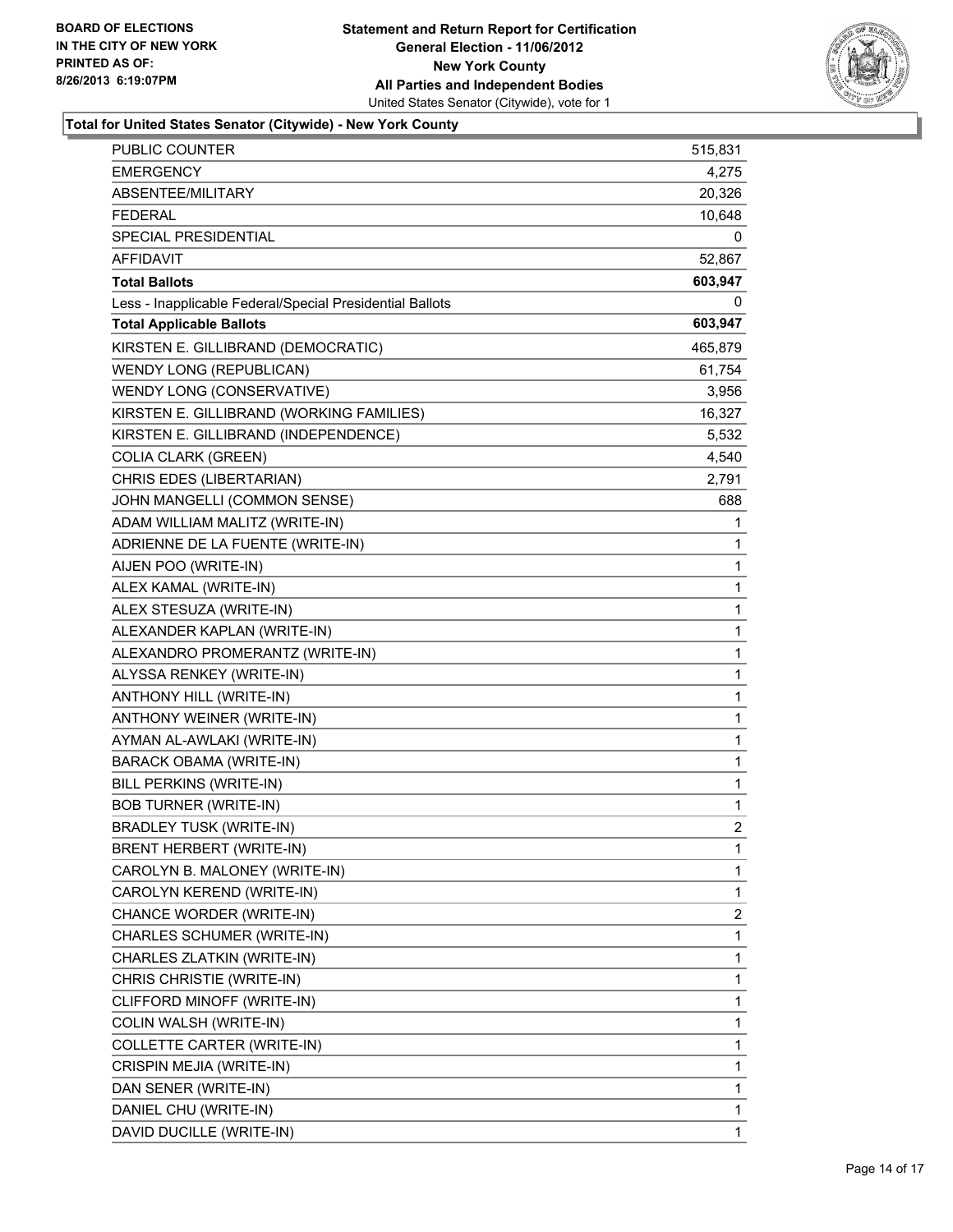BOARD OF ELECTIONS
IN THE CITY OF NEW YORK
PRINTED AS OF:
8/26/2013 6:19:07PM

**Statement and Return Report for Certification**
**General Election - 11/06/2012**
**New York County**
**All Parties and Independent Bodies**
United States Senator (Citywide), vote for 1

**Total for United States Senator (Citywide) - New York County**

| | |
|---|---|
| PUBLIC COUNTER | 515,831 |
| EMERGENCY | 4,275 |
| ABSENTEE/MILITARY | 20,326 |
| FEDERAL | 10,648 |
| SPECIAL PRESIDENTIAL | 0 |
| AFFIDAVIT | 52,867 |
| **Total Ballots** | **603,947** |
| Less - Inapplicable Federal/Special Presidential Ballots | 0 |
| **Total Applicable Ballots** | **603,947** |
| KIRSTEN E. GILLIBRAND (DEMOCRATIC) | 465,879 |
| WENDY LONG (REPUBLICAN) | 61,754 |
| WENDY LONG (CONSERVATIVE) | 3,956 |
| KIRSTEN E. GILLIBRAND (WORKING FAMILIES) | 16,327 |
| KIRSTEN E. GILLIBRAND (INDEPENDENCE) | 5,532 |
| COLIA CLARK (GREEN) | 4,540 |
| CHRIS EDES (LIBERTARIAN) | 2,791 |
| JOHN MANGELLI (COMMON SENSE) | 688 |
| ADAM WILLIAM MALITZ (WRITE-IN) | 1 |
| ADRIENNE DE LA FUENTE (WRITE-IN) | 1 |
| AIJEN POO (WRITE-IN) | 1 |
| ALEX KAMAL (WRITE-IN) | 1 |
| ALEX STESUZA (WRITE-IN) | 1 |
| ALEXANDER KAPLAN (WRITE-IN) | 1 |
| ALEXANDRO PROMERANTZ (WRITE-IN) | 1 |
| ALYSSA RENKEY (WRITE-IN) | 1 |
| ANTHONY HILL (WRITE-IN) | 1 |
| ANTHONY WEINER (WRITE-IN) | 1 |
| AYMAN AL-AWLAKI (WRITE-IN) | 1 |
| BARACK OBAMA (WRITE-IN) | 1 |
| BILL PERKINS (WRITE-IN) | 1 |
| BOB TURNER (WRITE-IN) | 1 |
| BRADLEY TUSK (WRITE-IN) | 2 |
| BRENT HERBERT (WRITE-IN) | 1 |
| CAROLYN B. MALONEY (WRITE-IN) | 1 |
| CAROLYN KEREND (WRITE-IN) | 1 |
| CHANCE WORDER (WRITE-IN) | 2 |
| CHARLES SCHUMER (WRITE-IN) | 1 |
| CHARLES ZLATKIN (WRITE-IN) | 1 |
| CHRIS CHRISTIE (WRITE-IN) | 1 |
| CLIFFORD MINOFF (WRITE-IN) | 1 |
| COLIN WALSH (WRITE-IN) | 1 |
| COLLETTE CARTER (WRITE-IN) | 1 |
| CRISPIN MEJIA (WRITE-IN) | 1 |
| DAN SENER (WRITE-IN) | 1 |
| DANIEL CHU (WRITE-IN) | 1 |
| DAVID DUCILLE (WRITE-IN) | 1 |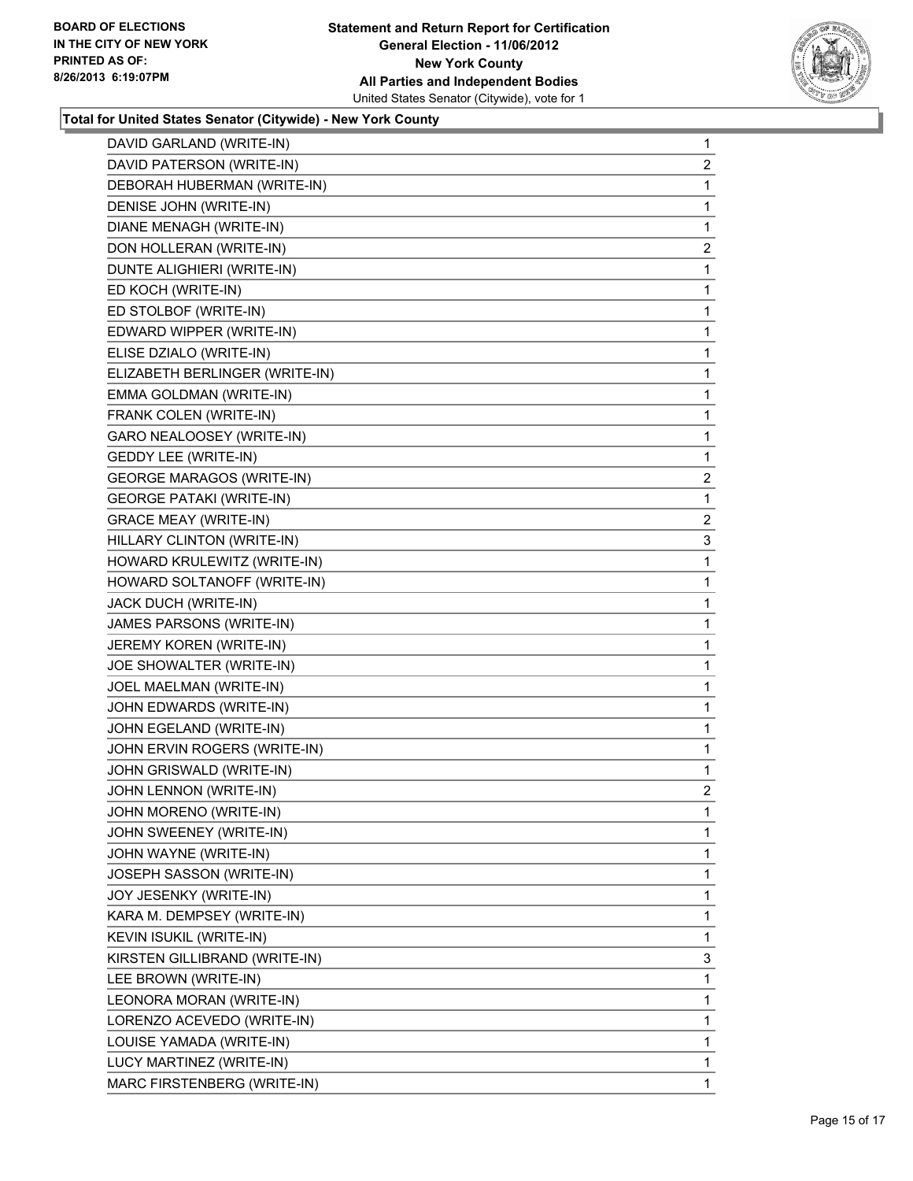**Total for United States Senator (Citywide) - New York County**

| | |
|---|---|
| DAVID GARLAND (WRITE-IN) | 1 |
| DAVID PATERSON (WRITE-IN) | 2 |
| DEBORAH HUBERMAN (WRITE-IN) | 1 |
| DENISE JOHN (WRITE-IN) | 1 |
| DIANE MENAGH (WRITE-IN) | 1 |
| DON HOLLERAN (WRITE-IN) | 2 |
| DUNTE ALIGHIERI (WRITE-IN) | 1 |
| ED KOCH (WRITE-IN) | 1 |
| ED STOLBOF (WRITE-IN) | 1 |
| EDWARD WIPPER (WRITE-IN) | 1 |
| ELISE DZIALO (WRITE-IN) | 1 |
| ELIZABETH BERLINGER (WRITE-IN) | 1 |
| EMMA GOLDMAN (WRITE-IN) | 1 |
| FRANK COLEN (WRITE-IN) | 1 |
| GARO NEALOOSEY (WRITE-IN) | 1 |
| GEDDY LEE (WRITE-IN) | 1 |
| GEORGE MARAGOS (WRITE-IN) | 2 |
| GEORGE PATAKI (WRITE-IN) | 1 |
| GRACE MEAY (WRITE-IN) | 2 |
| HILLARY CLINTON (WRITE-IN) | 3 |
| HOWARD KRULEWITZ (WRITE-IN) | 1 |
| HOWARD SOLTANOFF (WRITE-IN) | 1 |
| JACK DUCH (WRITE-IN) | 1 |
| JAMES PARSONS (WRITE-IN) | 1 |
| JEREMY KOREN (WRITE-IN) | 1 |
| JOE SHOWALTER (WRITE-IN) | 1 |
| JOEL MAELMAN (WRITE-IN) | 1 |
| JOHN EDWARDS (WRITE-IN) | 1 |
| JOHN EGELAND (WRITE-IN) | 1 |
| JOHN ERVIN ROGERS (WRITE-IN) | 1 |
| JOHN GRISWALD (WRITE-IN) | 1 |
| JOHN LENNON (WRITE-IN) | 2 |
| JOHN MORENO (WRITE-IN) | 1 |
| JOHN SWEENEY (WRITE-IN) | 1 |
| JOHN WAYNE (WRITE-IN) | 1 |
| JOSEPH SASSON (WRITE-IN) | 1 |
| JOY JESENKY (WRITE-IN) | 1 |
| KARA M. DEMPSEY (WRITE-IN) | 1 |
| KEVIN ISUKIL (WRITE-IN) | 1 |
| KIRSTEN GILLIBRAND (WRITE-IN) | 3 |
| LEE BROWN (WRITE-IN) | 1 |
| LEONORA MORAN (WRITE-IN) | 1 |
| LORENZO ACEVEDO (WRITE-IN) | 1 |
| LOUISE YAMADA (WRITE-IN) | 1 |
| LUCY MARTINEZ (WRITE-IN) | 1 |
| MARC FIRSTENBERG (WRITE-IN) | 1 |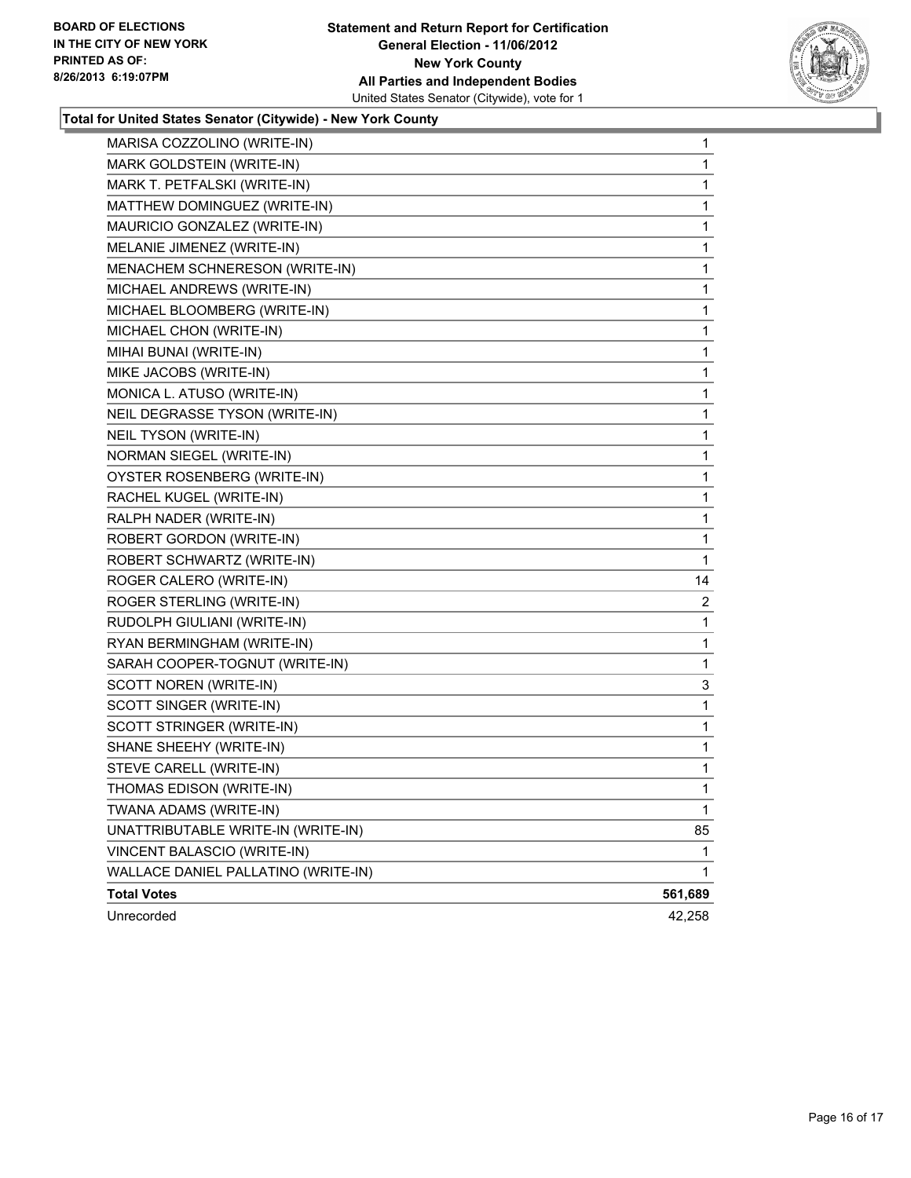**Statement and Return Report for Certification**
**General Election - 11/06/2012**
**New York County**
**All Parties and Independent Bodies**
United States Senator (Citywide), vote for 1

BOARD OF ELECTIONS
IN THE CITY OF NEW YORK
PRINTED AS OF:
8/26/2013 6:19:07PM

## Total for United States Senator (Citywide) - New York County

| | |
|---|---|
| MARISA COZZOLINO (WRITE-IN) | 1 |
| MARK GOLDSTEIN (WRITE-IN) | 1 |
| MARK T. PETFALSKI (WRITE-IN) | 1 |
| MATTHEW DOMINGUEZ (WRITE-IN) | 1 |
| MAURICIO GONZALEZ (WRITE-IN) | 1 |
| MELANIE JIMENEZ (WRITE-IN) | 1 |
| MENACHEM SCHNERESON (WRITE-IN) | 1 |
| MICHAEL ANDREWS (WRITE-IN) | 1 |
| MICHAEL BLOOMBERG (WRITE-IN) | 1 |
| MICHAEL CHON (WRITE-IN) | 1 |
| MIHAI BUNAI (WRITE-IN) | 1 |
| MIKE JACOBS (WRITE-IN) | 1 |
| MONICA L. ATUSO (WRITE-IN) | 1 |
| NEIL DEGRASSE TYSON (WRITE-IN) | 1 |
| NEIL TYSON (WRITE-IN) | 1 |
| NORMAN SIEGEL (WRITE-IN) | 1 |
| OYSTER ROSENBERG (WRITE-IN) | 1 |
| RACHEL KUGEL (WRITE-IN) | 1 |
| RALPH NADER (WRITE-IN) | 1 |
| ROBERT GORDON (WRITE-IN) | 1 |
| ROBERT SCHWARTZ (WRITE-IN) | 1 |
| ROGER CALERO (WRITE-IN) | 14 |
| ROGER STERLING (WRITE-IN) | 2 |
| RUDOLPH GIULIANI (WRITE-IN) | 1 |
| RYAN BERMINGHAM (WRITE-IN) | 1 |
| SARAH COOPER-TOGNUT (WRITE-IN) | 1 |
| SCOTT NOREN (WRITE-IN) | 3 |
| SCOTT SINGER (WRITE-IN) | 1 |
| SCOTT STRINGER (WRITE-IN) | 1 |
| SHANE SHEEHY (WRITE-IN) | 1 |
| STEVE CARELL (WRITE-IN) | 1 |
| THOMAS EDISON (WRITE-IN) | 1 |
| TWANA ADAMS (WRITE-IN) | 1 |
| UNATTRIBUTABLE WRITE-IN (WRITE-IN) | 85 |
| VINCENT BALASCIO (WRITE-IN) | 1 |
| WALLACE DANIEL PALLATINO (WRITE-IN) | 1 |
| **Total Votes** | **561,689** |
| Unrecorded | 42,258 |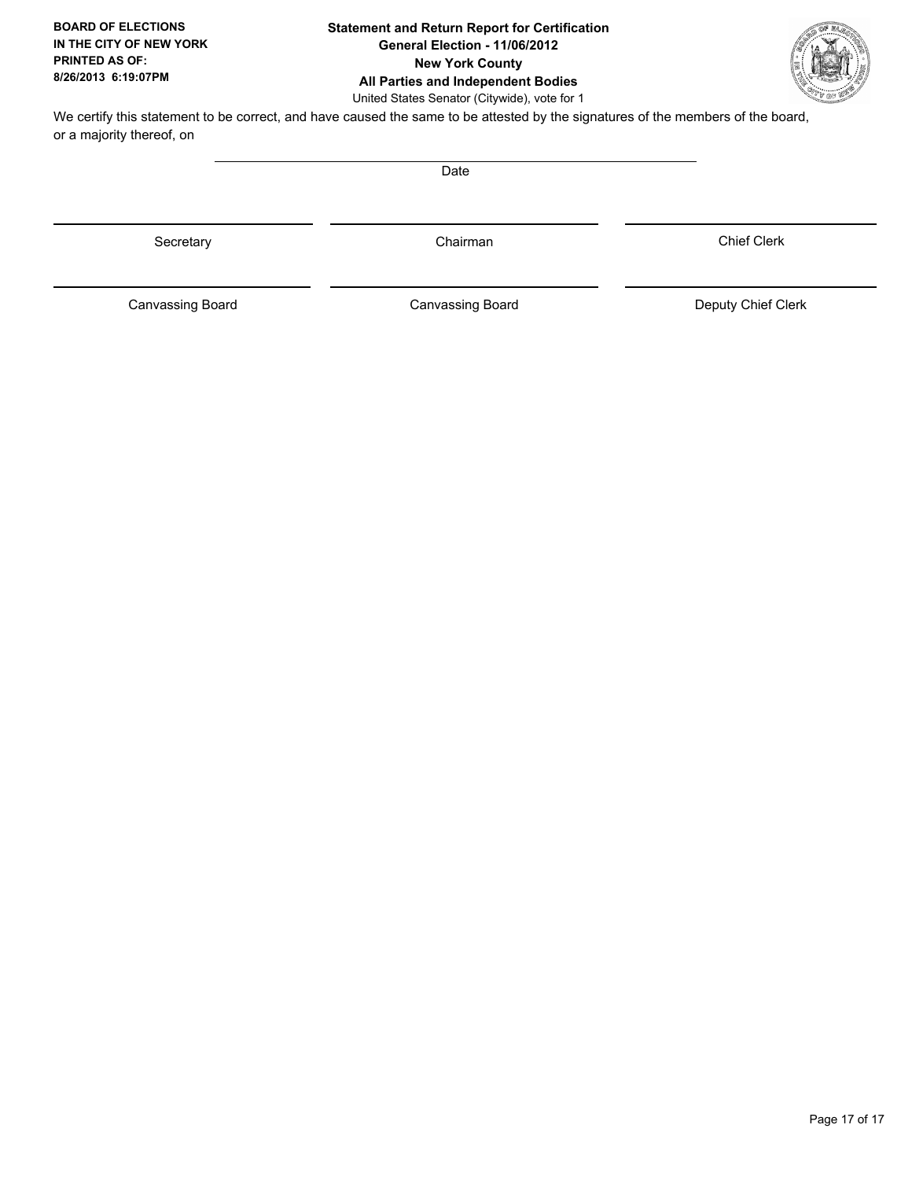We certify this statement to be correct, and have caused the same to be attested by the signatures of the members of the board, or a majority thereof, on

Date

| | | |
|---|---|---|
| Secretary | Chairman | Chief Clerk |
| Canvassing Board | Canvassing Board | Deputy Chief Clerk |